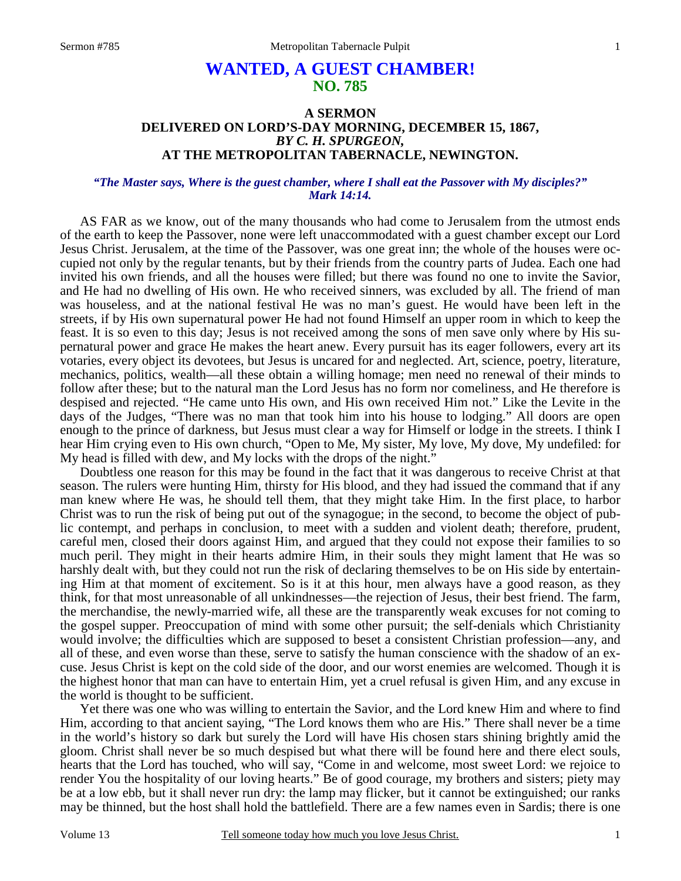# WANTED, A GUEST CHAMBER!
## NO. 785

### A SERMON
### DELIVERED ON LORD'S-DAY MORNING, DECEMBER 15, 1867,
### *BY C. H. SPURGEON,*
### AT THE METROPOLITAN TABERNACLE, NEWINGTON.

***"The Master says, Where is the guest chamber, where I shall eat the Passover with My disciples?" Mark 14:14.***

AS FAR as we know, out of the many thousands who had come to Jerusalem from the utmost ends of the earth to keep the Passover, none were left unaccommodated with a guest chamber except our Lord Jesus Christ. Jerusalem, at the time of the Passover, was one great inn; the whole of the houses were occupied not only by the regular tenants, but by their friends from the country parts of Judea. Each one had invited his own friends, and all the houses were filled; but there was found no one to invite the Savior, and He had no dwelling of His own. He who received sinners, was excluded by all. The friend of man was houseless, and at the national festival He was no man's guest. He would have been left in the streets, if by His own supernatural power He had not found Himself an upper room in which to keep the feast. It is so even to this day; Jesus is not received among the sons of men save only where by His supernatural power and grace He makes the heart anew. Every pursuit has its eager followers, every art its votaries, every object its devotees, but Jesus is uncared for and neglected. Art, science, poetry, literature, mechanics, politics, wealth—all these obtain a willing homage; men need no renewal of their minds to follow after these; but to the natural man the Lord Jesus has no form nor comeliness, and He therefore is despised and rejected. "He came unto His own, and His own received Him not." Like the Levite in the days of the Judges, "There was no man that took him into his house to lodging." All doors are open enough to the prince of darkness, but Jesus must clear a way for Himself or lodge in the streets. I think I hear Him crying even to His own church, "Open to Me, My sister, My love, My dove, My undefiled: for My head is filled with dew, and My locks with the drops of the night."

Doubtless one reason for this may be found in the fact that it was dangerous to receive Christ at that season. The rulers were hunting Him, thirsty for His blood, and they had issued the command that if any man knew where He was, he should tell them, that they might take Him. In the first place, to harbor Christ was to run the risk of being put out of the synagogue; in the second, to become the object of public contempt, and perhaps in conclusion, to meet with a sudden and violent death; therefore, prudent, careful men, closed their doors against Him, and argued that they could not expose their families to so much peril. They might in their hearts admire Him, in their souls they might lament that He was so harshly dealt with, but they could not run the risk of declaring themselves to be on His side by entertaining Him at that moment of excitement. So is it at this hour, men always have a good reason, as they think, for that most unreasonable of all unkindnesses—the rejection of Jesus, their best friend. The farm, the merchandise, the newly-married wife, all these are the transparently weak excuses for not coming to the gospel supper. Preoccupation of mind with some other pursuit; the self-denials which Christianity would involve; the difficulties which are supposed to beset a consistent Christian profession—any, and all of these, and even worse than these, serve to satisfy the human conscience with the shadow of an excuse. Jesus Christ is kept on the cold side of the door, and our worst enemies are welcomed. Though it is the highest honor that man can have to entertain Him, yet a cruel refusal is given Him, and any excuse in the world is thought to be sufficient.

Yet there was one who was willing to entertain the Savior, and the Lord knew Him and where to find Him, according to that ancient saying, "The Lord knows them who are His." There shall never be a time in the world's history so dark but surely the Lord will have His chosen stars shining brightly amid the gloom. Christ shall never be so much despised but what there will be found here and there elect souls, hearts that the Lord has touched, who will say, "Come in and welcome, most sweet Lord: we rejoice to render You the hospitality of our loving hearts." Be of good courage, my brothers and sisters; piety may be at a low ebb, but it shall never run dry: the lamp may flicker, but it cannot be extinguished; our ranks may be thinned, but the host shall hold the battlefield. There are a few names even in Sardis; there is one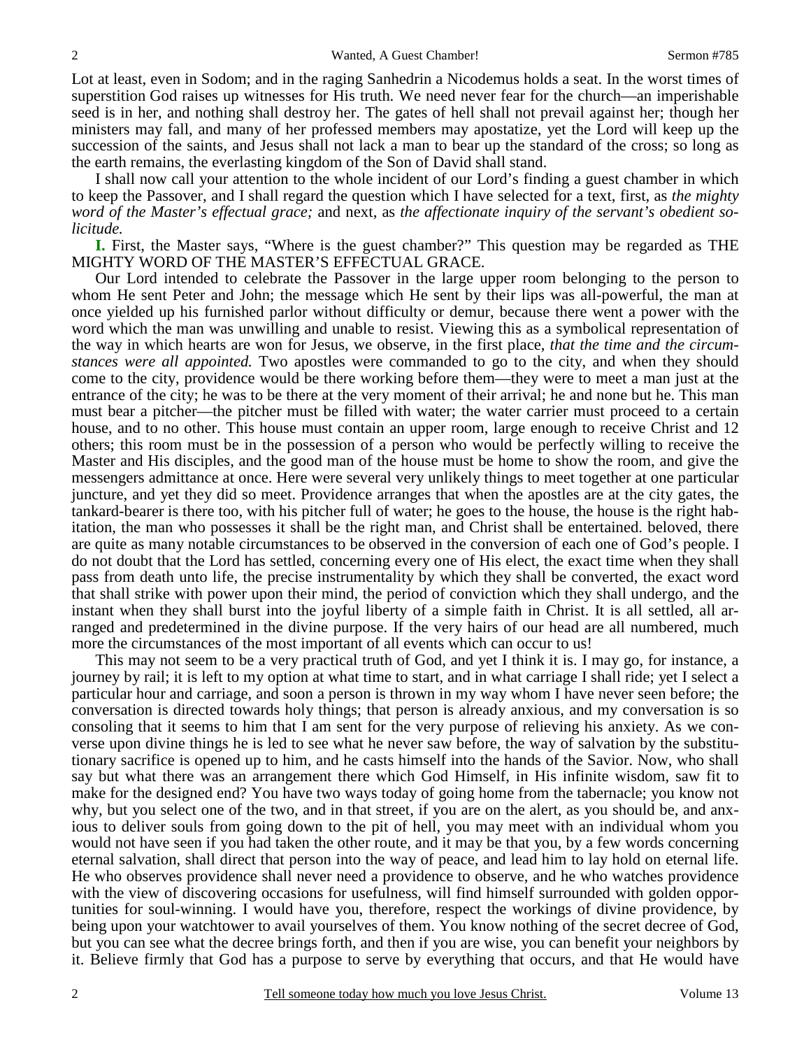Lot at least, even in Sodom; and in the raging Sanhedrin a Nicodemus holds a seat. In the worst times of superstition God raises up witnesses for His truth. We need never fear for the church—an imperishable seed is in her, and nothing shall destroy her. The gates of hell shall not prevail against her; though her ministers may fall, and many of her professed members may apostatize, yet the Lord will keep up the succession of the saints, and Jesus shall not lack a man to bear up the standard of the cross; so long as the earth remains, the everlasting kingdom of the Son of David shall stand.

I shall now call your attention to the whole incident of our Lord's finding a guest chamber in which to keep the Passover, and I shall regard the question which I have selected for a text, first, as *the mighty word of the Master's effectual grace;* and next, as *the affectionate inquiry of the servant's obedient solicitude.*

**I.** First, the Master says, "Where is the guest chamber?" This question may be regarded as THE MIGHTY WORD OF THE MASTER'S EFFECTUAL GRACE.

Our Lord intended to celebrate the Passover in the large upper room belonging to the person to whom He sent Peter and John; the message which He sent by their lips was all-powerful, the man at once yielded up his furnished parlor without difficulty or demur, because there went a power with the word which the man was unwilling and unable to resist. Viewing this as a symbolical representation of the way in which hearts are won for Jesus, we observe, in the first place, *that the time and the circumstances were all appointed.* Two apostles were commanded to go to the city, and when they should come to the city, providence would be there working before them—they were to meet a man just at the entrance of the city; he was to be there at the very moment of their arrival; he and none but he. This man must bear a pitcher—the pitcher must be filled with water; the water carrier must proceed to a certain house, and to no other. This house must contain an upper room, large enough to receive Christ and 12 others; this room must be in the possession of a person who would be perfectly willing to receive the Master and His disciples, and the good man of the house must be home to show the room, and give the messengers admittance at once. Here were several very unlikely things to meet together at one particular juncture, and yet they did so meet. Providence arranges that when the apostles are at the city gates, the tankard-bearer is there too, with his pitcher full of water; he goes to the house, the house is the right habitation, the man who possesses it shall be the right man, and Christ shall be entertained. beloved, there are quite as many notable circumstances to be observed in the conversion of each one of God's people. I do not doubt that the Lord has settled, concerning every one of His elect, the exact time when they shall pass from death unto life, the precise instrumentality by which they shall be converted, the exact word that shall strike with power upon their mind, the period of conviction which they shall undergo, and the instant when they shall burst into the joyful liberty of a simple faith in Christ. It is all settled, all arranged and predetermined in the divine purpose. If the very hairs of our head are all numbered, much more the circumstances of the most important of all events which can occur to us!

This may not seem to be a very practical truth of God, and yet I think it is. I may go, for instance, a journey by rail; it is left to my option at what time to start, and in what carriage I shall ride; yet I select a particular hour and carriage, and soon a person is thrown in my way whom I have never seen before; the conversation is directed towards holy things; that person is already anxious, and my conversation is so consoling that it seems to him that I am sent for the very purpose of relieving his anxiety. As we converse upon divine things he is led to see what he never saw before, the way of salvation by the substitutionary sacrifice is opened up to him, and he casts himself into the hands of the Savior. Now, who shall say but what there was an arrangement there which God Himself, in His infinite wisdom, saw fit to make for the designed end? You have two ways today of going home from the tabernacle; you know not why, but you select one of the two, and in that street, if you are on the alert, as you should be, and anxious to deliver souls from going down to the pit of hell, you may meet with an individual whom you would not have seen if you had taken the other route, and it may be that you, by a few words concerning eternal salvation, shall direct that person into the way of peace, and lead him to lay hold on eternal life. He who observes providence shall never need a providence to observe, and he who watches providence with the view of discovering occasions for usefulness, will find himself surrounded with golden opportunities for soul-winning. I would have you, therefore, respect the workings of divine providence, by being upon your watchtower to avail yourselves of them. You know nothing of the secret decree of God, but you can see what the decree brings forth, and then if you are wise, you can benefit your neighbors by it. Believe firmly that God has a purpose to serve by everything that occurs, and that He would have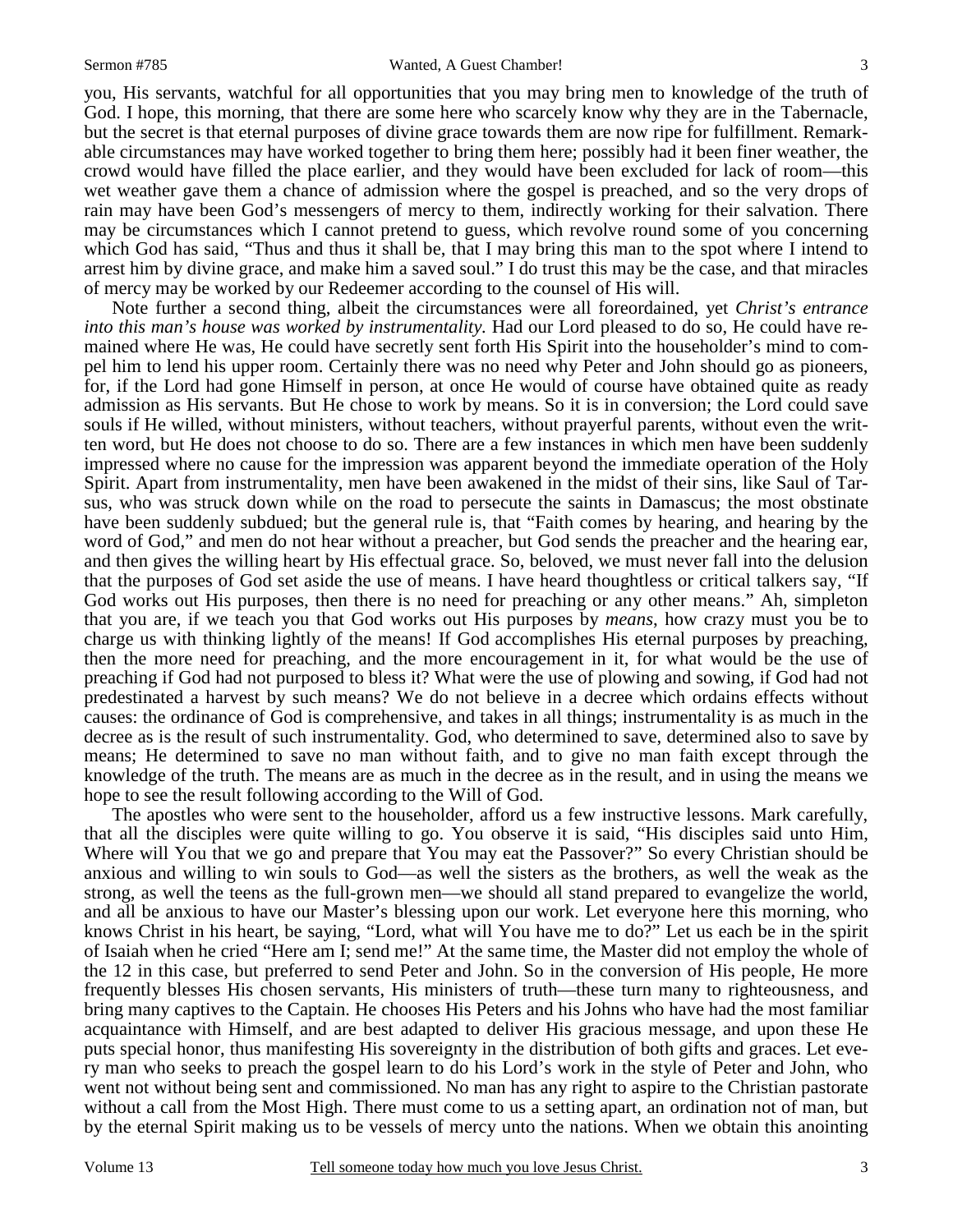you, His servants, watchful for all opportunities that you may bring men to knowledge of the truth of God. I hope, this morning, that there are some here who scarcely know why they are in the Tabernacle, but the secret is that eternal purposes of divine grace towards them are now ripe for fulfillment. Remarkable circumstances may have worked together to bring them here; possibly had it been finer weather, the crowd would have filled the place earlier, and they would have been excluded for lack of room—this wet weather gave them a chance of admission where the gospel is preached, and so the very drops of rain may have been God's messengers of mercy to them, indirectly working for their salvation. There may be circumstances which I cannot pretend to guess, which revolve round some of you concerning which God has said, "Thus and thus it shall be, that I may bring this man to the spot where I intend to arrest him by divine grace, and make him a saved soul." I do trust this may be the case, and that miracles of mercy may be worked by our Redeemer according to the counsel of His will.

Note further a second thing, albeit the circumstances were all foreordained, yet *Christ's entrance into this man's house was worked by instrumentality.* Had our Lord pleased to do so, He could have remained where He was, He could have secretly sent forth His Spirit into the householder's mind to compel him to lend his upper room. Certainly there was no need why Peter and John should go as pioneers, for, if the Lord had gone Himself in person, at once He would of course have obtained quite as ready admission as His servants. But He chose to work by means. So it is in conversion; the Lord could save souls if He willed, without ministers, without teachers, without prayerful parents, without even the written word, but He does not choose to do so. There are a few instances in which men have been suddenly impressed where no cause for the impression was apparent beyond the immediate operation of the Holy Spirit. Apart from instrumentality, men have been awakened in the midst of their sins, like Saul of Tarsus, who was struck down while on the road to persecute the saints in Damascus; the most obstinate have been suddenly subdued; but the general rule is, that "Faith comes by hearing, and hearing by the word of God," and men do not hear without a preacher, but God sends the preacher and the hearing ear, and then gives the willing heart by His effectual grace. So, beloved, we must never fall into the delusion that the purposes of God set aside the use of means. I have heard thoughtless or critical talkers say, "If God works out His purposes, then there is no need for preaching or any other means." Ah, simpleton that you are, if we teach you that God works out His purposes by *means*, how crazy must you be to charge us with thinking lightly of the means! If God accomplishes His eternal purposes by preaching, then the more need for preaching, and the more encouragement in it, for what would be the use of preaching if God had not purposed to bless it? What were the use of plowing and sowing, if God had not predestinated a harvest by such means? We do not believe in a decree which ordains effects without causes: the ordinance of God is comprehensive, and takes in all things; instrumentality is as much in the decree as is the result of such instrumentality. God, who determined to save, determined also to save by means; He determined to save no man without faith, and to give no man faith except through the knowledge of the truth. The means are as much in the decree as in the result, and in using the means we hope to see the result following according to the Will of God.

The apostles who were sent to the householder, afford us a few instructive lessons. Mark carefully, that all the disciples were quite willing to go. You observe it is said, "His disciples said unto Him, Where will You that we go and prepare that You may eat the Passover?" So every Christian should be anxious and willing to win souls to God—as well the sisters as the brothers, as well the weak as the strong, as well the teens as the full-grown men—we should all stand prepared to evangelize the world, and all be anxious to have our Master's blessing upon our work. Let everyone here this morning, who knows Christ in his heart, be saying, "Lord, what will You have me to do?" Let us each be in the spirit of Isaiah when he cried "Here am I; send me!" At the same time, the Master did not employ the whole of the 12 in this case, but preferred to send Peter and John. So in the conversion of His people, He more frequently blesses His chosen servants, His ministers of truth—these turn many to righteousness, and bring many captives to the Captain. He chooses His Peters and his Johns who have had the most familiar acquaintance with Himself, and are best adapted to deliver His gracious message, and upon these He puts special honor, thus manifesting His sovereignty in the distribution of both gifts and graces. Let every man who seeks to preach the gospel learn to do his Lord's work in the style of Peter and John, who went not without being sent and commissioned. No man has any right to aspire to the Christian pastorate without a call from the Most High. There must come to us a setting apart, an ordination not of man, but by the eternal Spirit making us to be vessels of mercy unto the nations. When we obtain this anointing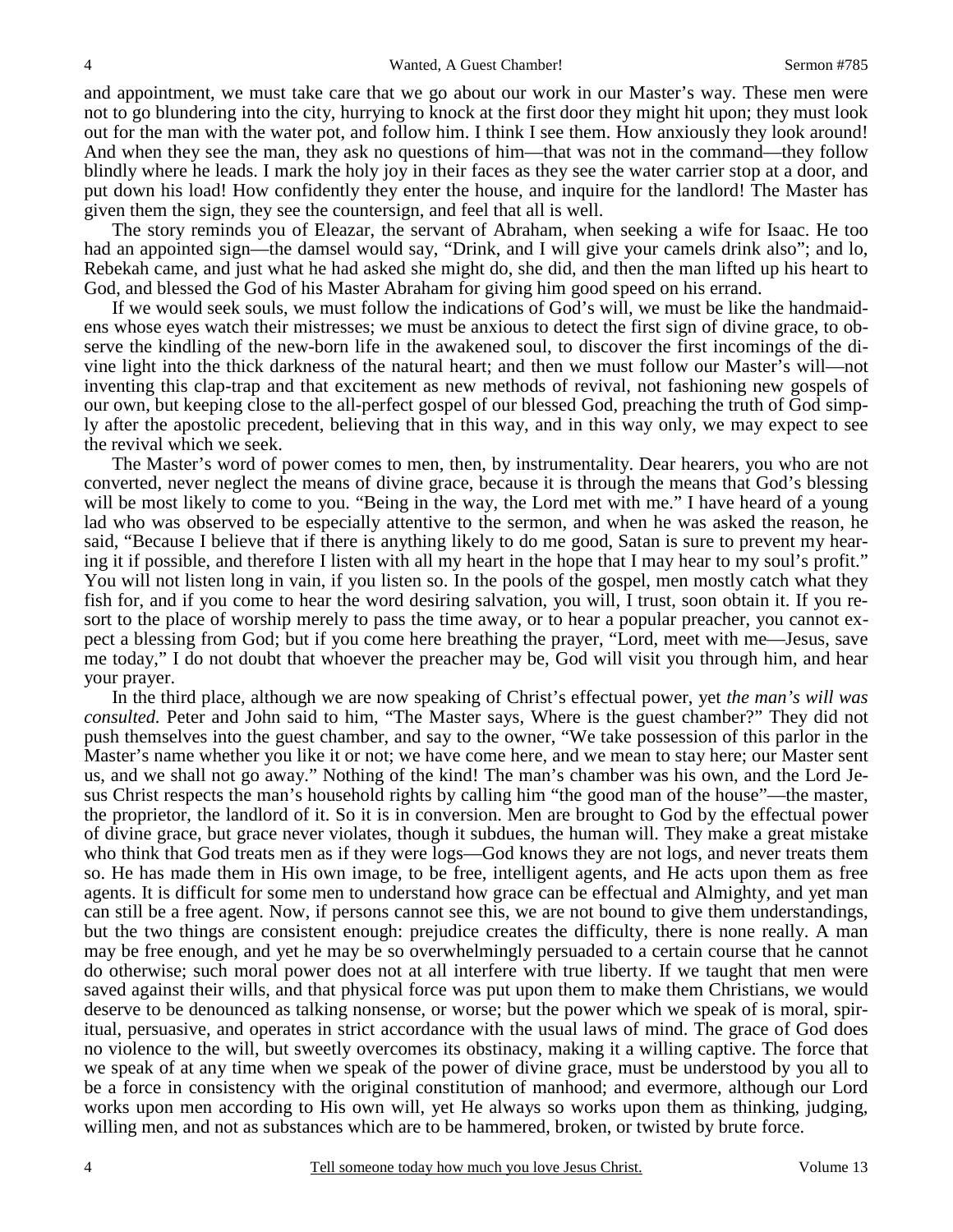and appointment, we must take care that we go about our work in our Master's way. These men were not to go blundering into the city, hurrying to knock at the first door they might hit upon; they must look out for the man with the water pot, and follow him. I think I see them. How anxiously they look around! And when they see the man, they ask no questions of him—that was not in the command—they follow blindly where he leads. I mark the holy joy in their faces as they see the water carrier stop at a door, and put down his load! How confidently they enter the house, and inquire for the landlord! The Master has given them the sign, they see the countersign, and feel that all is well.

The story reminds you of Eleazar, the servant of Abraham, when seeking a wife for Isaac. He too had an appointed sign—the damsel would say, "Drink, and I will give your camels drink also"; and lo, Rebekah came, and just what he had asked she might do, she did, and then the man lifted up his heart to God, and blessed the God of his Master Abraham for giving him good speed on his errand.

If we would seek souls, we must follow the indications of God's will, we must be like the handmaidens whose eyes watch their mistresses; we must be anxious to detect the first sign of divine grace, to observe the kindling of the new-born life in the awakened soul, to discover the first incomings of the divine light into the thick darkness of the natural heart; and then we must follow our Master's will—not inventing this clap-trap and that excitement as new methods of revival, not fashioning new gospels of our own, but keeping close to the all-perfect gospel of our blessed God, preaching the truth of God simply after the apostolic precedent, believing that in this way, and in this way only, we may expect to see the revival which we seek.

The Master's word of power comes to men, then, by instrumentality. Dear hearers, you who are not converted, never neglect the means of divine grace, because it is through the means that God's blessing will be most likely to come to you. "Being in the way, the Lord met with me." I have heard of a young lad who was observed to be especially attentive to the sermon, and when he was asked the reason, he said, "Because I believe that if there is anything likely to do me good, Satan is sure to prevent my hearing it if possible, and therefore I listen with all my heart in the hope that I may hear to my soul's profit." You will not listen long in vain, if you listen so. In the pools of the gospel, men mostly catch what they fish for, and if you come to hear the word desiring salvation, you will, I trust, soon obtain it. If you resort to the place of worship merely to pass the time away, or to hear a popular preacher, you cannot expect a blessing from God; but if you come here breathing the prayer, "Lord, meet with me—Jesus, save me today," I do not doubt that whoever the preacher may be, God will visit you through him, and hear your prayer.

In the third place, although we are now speaking of Christ's effectual power, yet *the man's will was consulted.* Peter and John said to him, "The Master says, Where is the guest chamber?" They did not push themselves into the guest chamber, and say to the owner, "We take possession of this parlor in the Master's name whether you like it or not; we have come here, and we mean to stay here; our Master sent us, and we shall not go away." Nothing of the kind! The man's chamber was his own, and the Lord Jesus Christ respects the man's household rights by calling him "the good man of the house"—the master, the proprietor, the landlord of it. So it is in conversion. Men are brought to God by the effectual power of divine grace, but grace never violates, though it subdues, the human will. They make a great mistake who think that God treats men as if they were logs—God knows they are not logs, and never treats them so. He has made them in His own image, to be free, intelligent agents, and He acts upon them as free agents. It is difficult for some men to understand how grace can be effectual and Almighty, and yet man can still be a free agent. Now, if persons cannot see this, we are not bound to give them understandings, but the two things are consistent enough: prejudice creates the difficulty, there is none really. A man may be free enough, and yet he may be so overwhelmingly persuaded to a certain course that he cannot do otherwise; such moral power does not at all interfere with true liberty. If we taught that men were saved against their wills, and that physical force was put upon them to make them Christians, we would deserve to be denounced as talking nonsense, or worse; but the power which we speak of is moral, spiritual, persuasive, and operates in strict accordance with the usual laws of mind. The grace of God does no violence to the will, but sweetly overcomes its obstinacy, making it a willing captive. The force that we speak of at any time when we speak of the power of divine grace, must be understood by you all to be a force in consistency with the original constitution of manhood; and evermore, although our Lord works upon men according to His own will, yet He always so works upon them as thinking, judging, willing men, and not as substances which are to be hammered, broken, or twisted by brute force.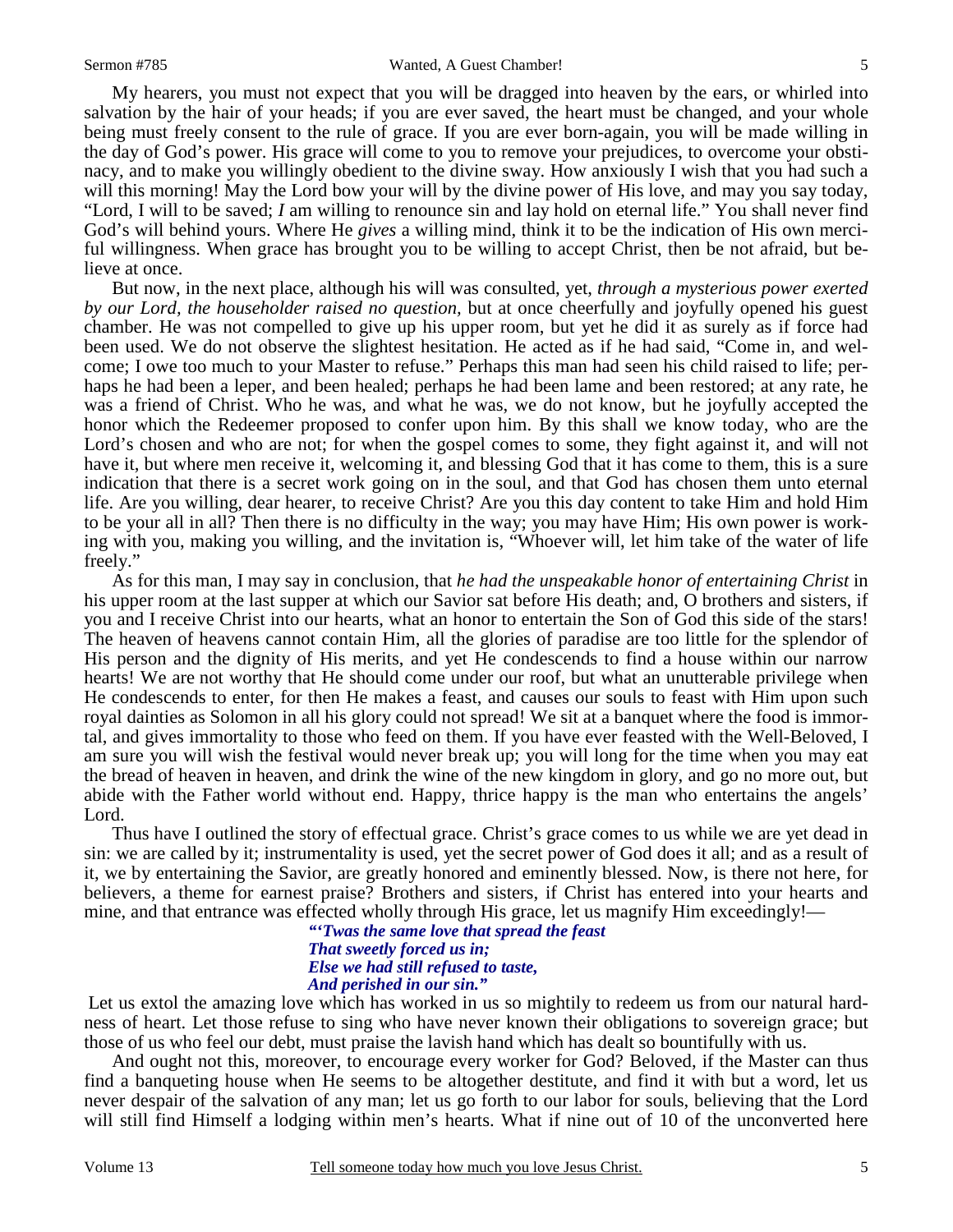My hearers, you must not expect that you will be dragged into heaven by the ears, or whirled into salvation by the hair of your heads; if you are ever saved, the heart must be changed, and your whole being must freely consent to the rule of grace. If you are ever born-again, you will be made willing in the day of God's power. His grace will come to you to remove your prejudices, to overcome your obstinacy, and to make you willingly obedient to the divine sway. How anxiously I wish that you had such a will this morning! May the Lord bow your will by the divine power of His love, and may you say today, "Lord, I will to be saved; *I* am willing to renounce sin and lay hold on eternal life." You shall never find God's will behind yours. Where He *gives* a willing mind, think it to be the indication of His own merciful willingness. When grace has brought you to be willing to accept Christ, then be not afraid, but believe at once.

But now, in the next place, although his will was consulted, yet, *through a mysterious power exerted by our Lord, the householder raised no question,* but at once cheerfully and joyfully opened his guest chamber. He was not compelled to give up his upper room, but yet he did it as surely as if force had been used. We do not observe the slightest hesitation. He acted as if he had said, "Come in, and welcome; I owe too much to your Master to refuse." Perhaps this man had seen his child raised to life; perhaps he had been a leper, and been healed; perhaps he had been lame and been restored; at any rate, he was a friend of Christ. Who he was, and what he was, we do not know, but he joyfully accepted the honor which the Redeemer proposed to confer upon him. By this shall we know today, who are the Lord's chosen and who are not; for when the gospel comes to some, they fight against it, and will not have it, but where men receive it, welcoming it, and blessing God that it has come to them, this is a sure indication that there is a secret work going on in the soul, and that God has chosen them unto eternal life. Are you willing, dear hearer, to receive Christ? Are you this day content to take Him and hold Him to be your all in all? Then there is no difficulty in the way; you may have Him; His own power is working with you, making you willing, and the invitation is, "Whoever will, let him take of the water of life freely."

As for this man, I may say in conclusion, that *he had the unspeakable honor of entertaining Christ* in his upper room at the last supper at which our Savior sat before His death; and, O brothers and sisters, if you and I receive Christ into our hearts, what an honor to entertain the Son of God this side of the stars! The heaven of heavens cannot contain Him, all the glories of paradise are too little for the splendor of His person and the dignity of His merits, and yet He condescends to find a house within our narrow hearts! We are not worthy that He should come under our roof, but what an unutterable privilege when He condescends to enter, for then He makes a feast, and causes our souls to feast with Him upon such royal dainties as Solomon in all his glory could not spread! We sit at a banquet where the food is immortal, and gives immortality to those who feed on them. If you have ever feasted with the Well-Beloved, I am sure you will wish the festival would never break up; you will long for the time when you may eat the bread of heaven in heaven, and drink the wine of the new kingdom in glory, and go no more out, but abide with the Father world without end. Happy, thrice happy is the man who entertains the angels' Lord.

Thus have I outlined the story of effectual grace. Christ's grace comes to us while we are yet dead in sin: we are called by it; instrumentality is used, yet the secret power of God does it all; and as a result of it, we by entertaining the Savior, are greatly honored and eminently blessed. Now, is there not here, for believers, a theme for earnest praise? Brothers and sisters, if Christ has entered into your hearts and mine, and that entrance was effected wholly through His grace, let us magnify Him exceedingly!—

> ***"'Twas the same love that spread the feast***
> ***That sweetly forced us in;***
> ***Else we had still refused to taste,***
> ***And perished in our sin."***

Let us extol the amazing love which has worked in us so mightily to redeem us from our natural hardness of heart. Let those refuse to sing who have never known their obligations to sovereign grace; but those of us who feel our debt, must praise the lavish hand which has dealt so bountifully with us.

And ought not this, moreover, to encourage every worker for God? Beloved, if the Master can thus find a banqueting house when He seems to be altogether destitute, and find it with but a word, let us never despair of the salvation of any man; let us go forth to our labor for souls, believing that the Lord will still find Himself a lodging within men's hearts. What if nine out of 10 of the unconverted here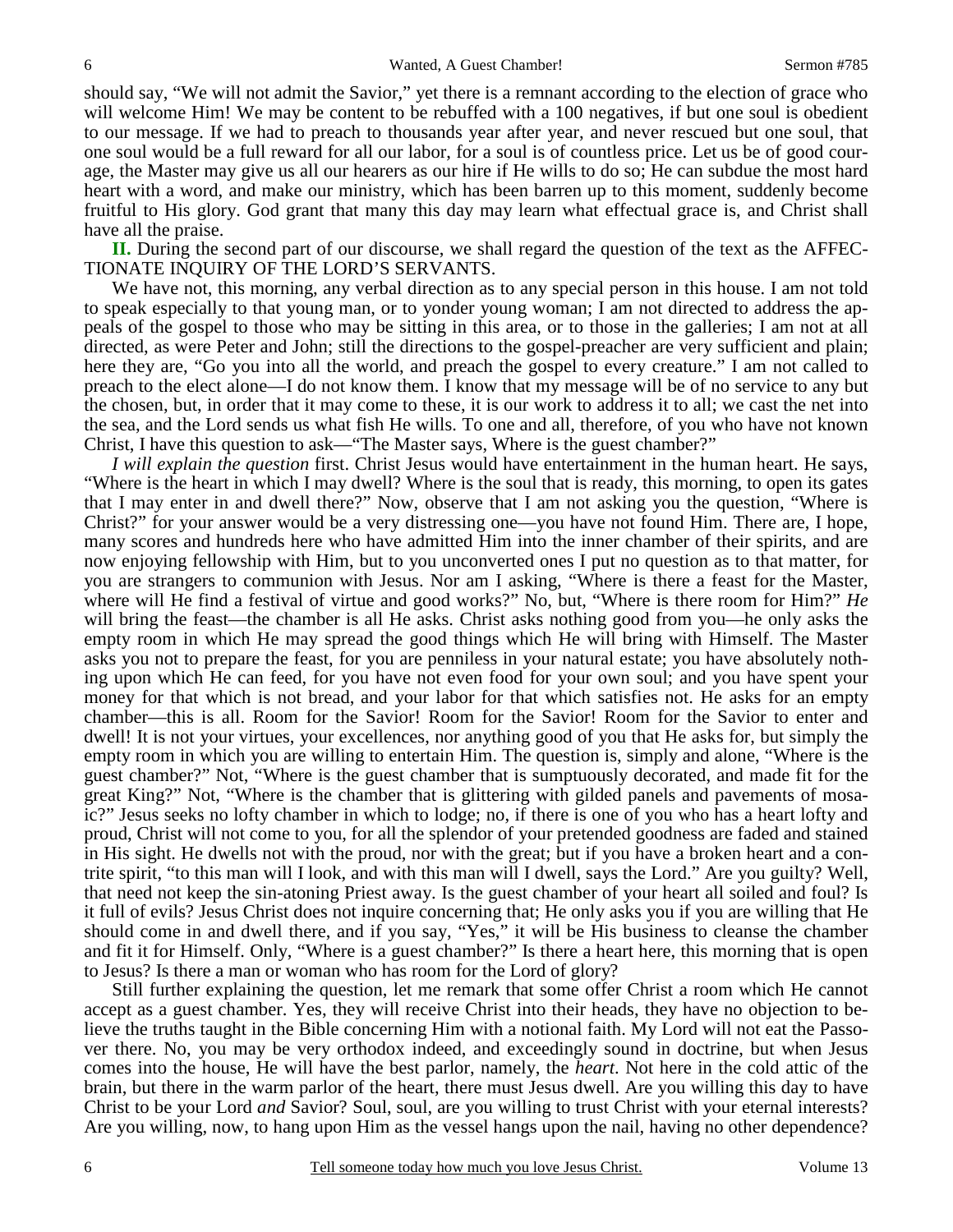should say, "We will not admit the Savior," yet there is a remnant according to the election of grace who will welcome Him! We may be content to be rebuffed with a 100 negatives, if but one soul is obedient to our message. If we had to preach to thousands year after year, and never rescued but one soul, that one soul would be a full reward for all our labor, for a soul is of countless price. Let us be of good courage, the Master may give us all our hearers as our hire if He wills to do so; He can subdue the most hard heart with a word, and make our ministry, which has been barren up to this moment, suddenly become fruitful to His glory. God grant that many this day may learn what effectual grace is, and Christ shall have all the praise.

**II.** During the second part of our discourse, we shall regard the question of the text as the AFFECTIONATE INQUIRY OF THE LORD'S SERVANTS.

We have not, this morning, any verbal direction as to any special person in this house. I am not told to speak especially to that young man, or to yonder young woman; I am not directed to address the appeals of the gospel to those who may be sitting in this area, or to those in the galleries; I am not at all directed, as were Peter and John; still the directions to the gospel-preacher are very sufficient and plain; here they are, "Go you into all the world, and preach the gospel to every creature." I am not called to preach to the elect alone—I do not know them. I know that my message will be of no service to any but the chosen, but, in order that it may come to these, it is our work to address it to all; we cast the net into the sea, and the Lord sends us what fish He wills. To one and all, therefore, of you who have not known Christ, I have this question to ask—"The Master says, Where is the guest chamber?"

*I will explain the question* first. Christ Jesus would have entertainment in the human heart. He says, "Where is the heart in which I may dwell? Where is the soul that is ready, this morning, to open its gates that I may enter in and dwell there?" Now, observe that I am not asking you the question, "Where is Christ?" for your answer would be a very distressing one—you have not found Him. There are, I hope, many scores and hundreds here who have admitted Him into the inner chamber of their spirits, and are now enjoying fellowship with Him, but to you unconverted ones I put no question as to that matter, for you are strangers to communion with Jesus. Nor am I asking, "Where is there a feast for the Master, where will He find a festival of virtue and good works?" No, but, "Where is there room for Him?" *He* will bring the feast—the chamber is all He asks. Christ asks nothing good from you—he only asks the empty room in which He may spread the good things which He will bring with Himself. The Master asks you not to prepare the feast, for you are penniless in your natural estate; you have absolutely nothing upon which He can feed, for you have not even food for your own soul; and you have spent your money for that which is not bread, and your labor for that which satisfies not. He asks for an empty chamber—this is all. Room for the Savior! Room for the Savior! Room for the Savior to enter and dwell! It is not your virtues, your excellences, nor anything good of you that He asks for, but simply the empty room in which you are willing to entertain Him. The question is, simply and alone, "Where is the guest chamber?" Not, "Where is the guest chamber that is sumptuously decorated, and made fit for the great King?" Not, "Where is the chamber that is glittering with gilded panels and pavements of mosaic?" Jesus seeks no lofty chamber in which to lodge; no, if there is one of you who has a heart lofty and proud, Christ will not come to you, for all the splendor of your pretended goodness are faded and stained in His sight. He dwells not with the proud, nor with the great; but if you have a broken heart and a contrite spirit, "to this man will I look, and with this man will I dwell, says the Lord." Are you guilty? Well, that need not keep the sin-atoning Priest away. Is the guest chamber of your heart all soiled and foul? Is it full of evils? Jesus Christ does not inquire concerning that; He only asks you if you are willing that He should come in and dwell there, and if you say, "Yes," it will be His business to cleanse the chamber and fit it for Himself. Only, "Where is a guest chamber?" Is there a heart here, this morning that is open to Jesus? Is there a man or woman who has room for the Lord of glory?

Still further explaining the question, let me remark that some offer Christ a room which He cannot accept as a guest chamber. Yes, they will receive Christ into their heads, they have no objection to believe the truths taught in the Bible concerning Him with a notional faith. My Lord will not eat the Passover there. No, you may be very orthodox indeed, and exceedingly sound in doctrine, but when Jesus comes into the house, He will have the best parlor, namely, the *heart*. Not here in the cold attic of the brain, but there in the warm parlor of the heart, there must Jesus dwell. Are you willing this day to have Christ to be your Lord *and* Savior? Soul, soul, are you willing to trust Christ with your eternal interests? Are you willing, now, to hang upon Him as the vessel hangs upon the nail, having no other dependence?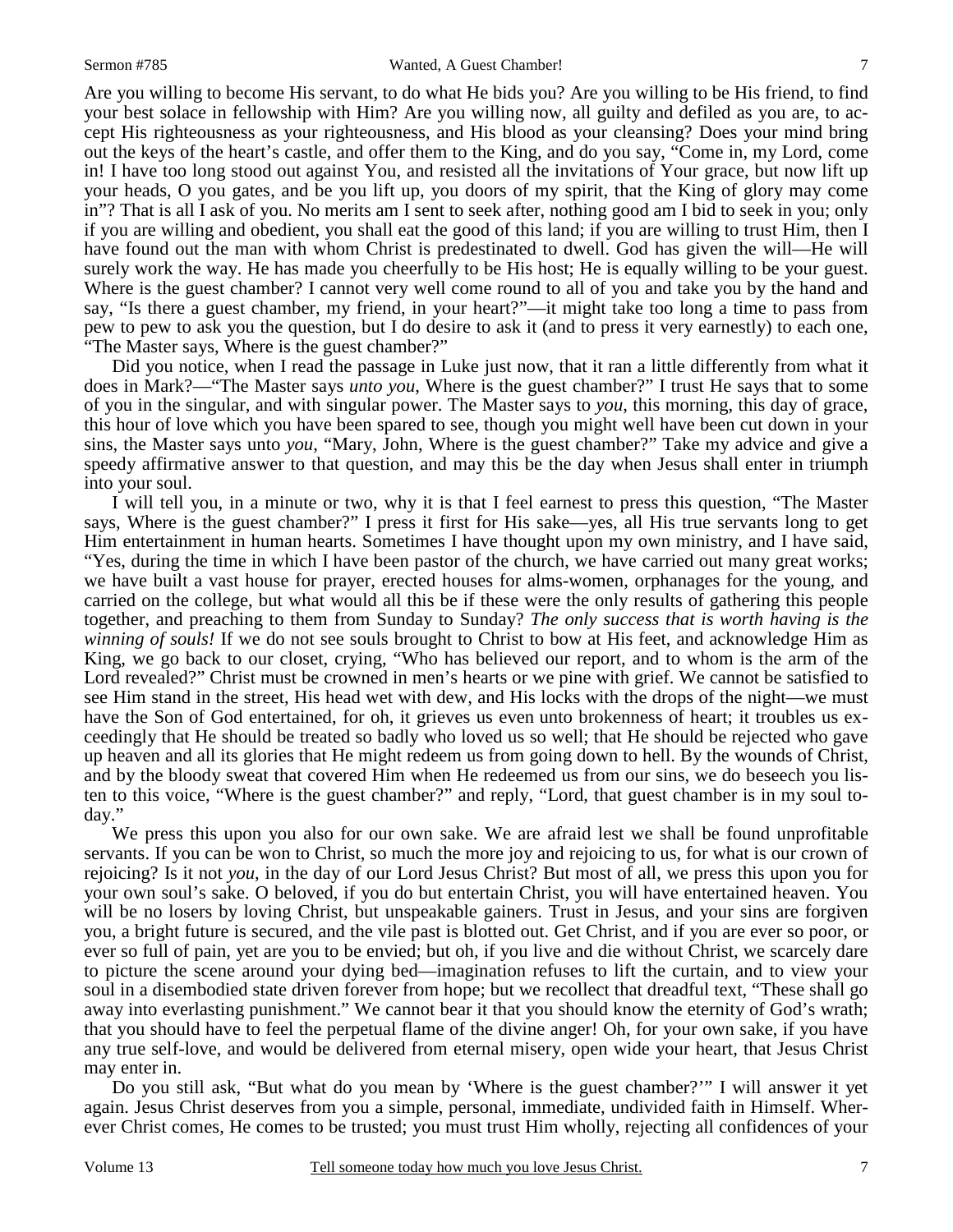Are you willing to become His servant, to do what He bids you? Are you willing to be His friend, to find your best solace in fellowship with Him? Are you willing now, all guilty and defiled as you are, to accept His righteousness as your righteousness, and His blood as your cleansing? Does your mind bring out the keys of the heart's castle, and offer them to the King, and do you say, "Come in, my Lord, come in! I have too long stood out against You, and resisted all the invitations of Your grace, but now lift up your heads, O you gates, and be you lift up, you doors of my spirit, that the King of glory may come in"? That is all I ask of you. No merits am I sent to seek after, nothing good am I bid to seek in you; only if you are willing and obedient, you shall eat the good of this land; if you are willing to trust Him, then I have found out the man with whom Christ is predestinated to dwell. God has given the will—He will surely work the way. He has made you cheerfully to be His host; He is equally willing to be your guest. Where is the guest chamber? I cannot very well come round to all of you and take you by the hand and say, "Is there a guest chamber, my friend, in your heart?"—it might take too long a time to pass from pew to pew to ask you the question, but I do desire to ask it (and to press it very earnestly) to each one, "The Master says, Where is the guest chamber?"

Did you notice, when I read the passage in Luke just now, that it ran a little differently from what it does in Mark?—"The Master says *unto you*, Where is the guest chamber?" I trust He says that to some of you in the singular, and with singular power. The Master says to *you*, this morning, this day of grace, this hour of love which you have been spared to see, though you might well have been cut down in your sins, the Master says unto *you*, "Mary, John, Where is the guest chamber?" Take my advice and give a speedy affirmative answer to that question, and may this be the day when Jesus shall enter in triumph into your soul.

I will tell you, in a minute or two, why it is that I feel earnest to press this question, "The Master says, Where is the guest chamber?" I press it first for His sake—yes, all His true servants long to get Him entertainment in human hearts. Sometimes I have thought upon my own ministry, and I have said, "Yes, during the time in which I have been pastor of the church, we have carried out many great works; we have built a vast house for prayer, erected houses for alms-women, orphanages for the young, and carried on the college, but what would all this be if these were the only results of gathering this people together, and preaching to them from Sunday to Sunday? *The only success that is worth having is the winning of souls!* If we do not see souls brought to Christ to bow at His feet, and acknowledge Him as King, we go back to our closet, crying, "Who has believed our report, and to whom is the arm of the Lord revealed?" Christ must be crowned in men's hearts or we pine with grief. We cannot be satisfied to see Him stand in the street, His head wet with dew, and His locks with the drops of the night—we must have the Son of God entertained, for oh, it grieves us even unto brokenness of heart; it troubles us exceedingly that He should be treated so badly who loved us so well; that He should be rejected who gave up heaven and all its glories that He might redeem us from going down to hell. By the wounds of Christ, and by the bloody sweat that covered Him when He redeemed us from our sins, we do beseech you listen to this voice, "Where is the guest chamber?" and reply, "Lord, that guest chamber is in my soul today."

We press this upon you also for our own sake. We are afraid lest we shall be found unprofitable servants. If you can be won to Christ, so much the more joy and rejoicing to us, for what is our crown of rejoicing? Is it not *you*, in the day of our Lord Jesus Christ? But most of all, we press this upon you for your own soul's sake. O beloved, if you do but entertain Christ, you will have entertained heaven. You will be no losers by loving Christ, but unspeakable gainers. Trust in Jesus, and your sins are forgiven you, a bright future is secured, and the vile past is blotted out. Get Christ, and if you are ever so poor, or ever so full of pain, yet are you to be envied; but oh, if you live and die without Christ, we scarcely dare to picture the scene around your dying bed—imagination refuses to lift the curtain, and to view your soul in a disembodied state driven forever from hope; but we recollect that dreadful text, "These shall go away into everlasting punishment." We cannot bear it that you should know the eternity of God's wrath; that you should have to feel the perpetual flame of the divine anger! Oh, for your own sake, if you have any true self-love, and would be delivered from eternal misery, open wide your heart, that Jesus Christ may enter in.

Do you still ask, "But what do you mean by 'Where is the guest chamber?'" I will answer it yet again. Jesus Christ deserves from you a simple, personal, immediate, undivided faith in Himself. Wherever Christ comes, He comes to be trusted; you must trust Him wholly, rejecting all confidences of your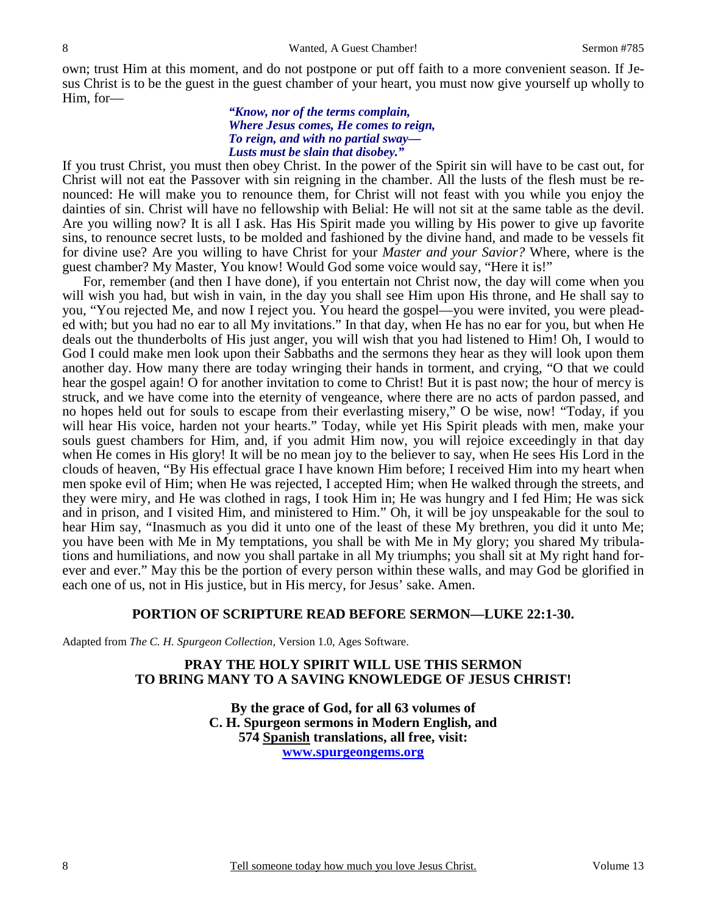own; trust Him at this moment, and do not postpone or put off faith to a more convenient season. If Jesus Christ is to be the guest in the guest chamber of your heart, you must now give yourself up wholly to Him, for—

> ***"Know, nor of the terms complain,***
> ***Where Jesus comes, He comes to reign,***
> ***To reign, and with no partial sway—***
> ***Lusts must be slain that disobey."***

If you trust Christ, you must then obey Christ. In the power of the Spirit sin will have to be cast out, for Christ will not eat the Passover with sin reigning in the chamber. All the lusts of the flesh must be renounced: He will make you to renounce them, for Christ will not feast with you while you enjoy the dainties of sin. Christ will have no fellowship with Belial: He will not sit at the same table as the devil. Are you willing now? It is all I ask. Has His Spirit made you willing by His power to give up favorite sins, to renounce secret lusts, to be molded and fashioned by the divine hand, and made to be vessels fit for divine use? Are you willing to have Christ for your *Master and your Savior?* Where, where is the guest chamber? My Master, You know! Would God some voice would say, "Here it is!"

For, remember (and then I have done), if you entertain not Christ now, the day will come when you will wish you had, but wish in vain, in the day you shall see Him upon His throne, and He shall say to you, "You rejected Me, and now I reject you. You heard the gospel—you were invited, you were pleaded with; but you had no ear to all My invitations." In that day, when He has no ear for you, but when He deals out the thunderbolts of His just anger, you will wish that you had listened to Him! Oh, I would to God I could make men look upon their Sabbaths and the sermons they hear as they will look upon them another day. How many there are today wringing their hands in torment, and crying, "O that we could hear the gospel again! O for another invitation to come to Christ! But it is past now; the hour of mercy is struck, and we have come into the eternity of vengeance, where there are no acts of pardon passed, and no hopes held out for souls to escape from their everlasting misery," O be wise, now! "Today, if you will hear His voice, harden not your hearts." Today, while yet His Spirit pleads with men, make your souls guest chambers for Him, and, if you admit Him now, you will rejoice exceedingly in that day when He comes in His glory! It will be no mean joy to the believer to say, when He sees His Lord in the clouds of heaven, "By His effectual grace I have known Him before; I received Him into my heart when men spoke evil of Him; when He was rejected, I accepted Him; when He walked through the streets, and they were miry, and He was clothed in rags, I took Him in; He was hungry and I fed Him; He was sick and in prison, and I visited Him, and ministered to Him." Oh, it will be joy unspeakable for the soul to hear Him say, "Inasmuch as you did it unto one of the least of these My brethren, you did it unto Me; you have been with Me in My temptations, you shall be with Me in My glory; you shared My tribulations and humiliations, and now you shall partake in all My triumphs; you shall sit at My right hand forever and ever." May this be the portion of every person within these walls, and may God be glorified in each one of us, not in His justice, but in His mercy, for Jesus' sake. Amen.

**PORTION OF SCRIPTURE READ BEFORE SERMON—LUKE 22:1-30.**

Adapted from *The C. H. Spurgeon Collection*, Version 1.0, Ages Software.

**PRAY THE HOLY SPIRIT WILL USE THIS SERMON TO BRING MANY TO A SAVING KNOWLEDGE OF JESUS CHRIST!**

**By the grace of God, for all 63 volumes of C. H. Spurgeon sermons in Modern English, and 574 Spanish translations, all free, visit: www.spurgeongems.org**